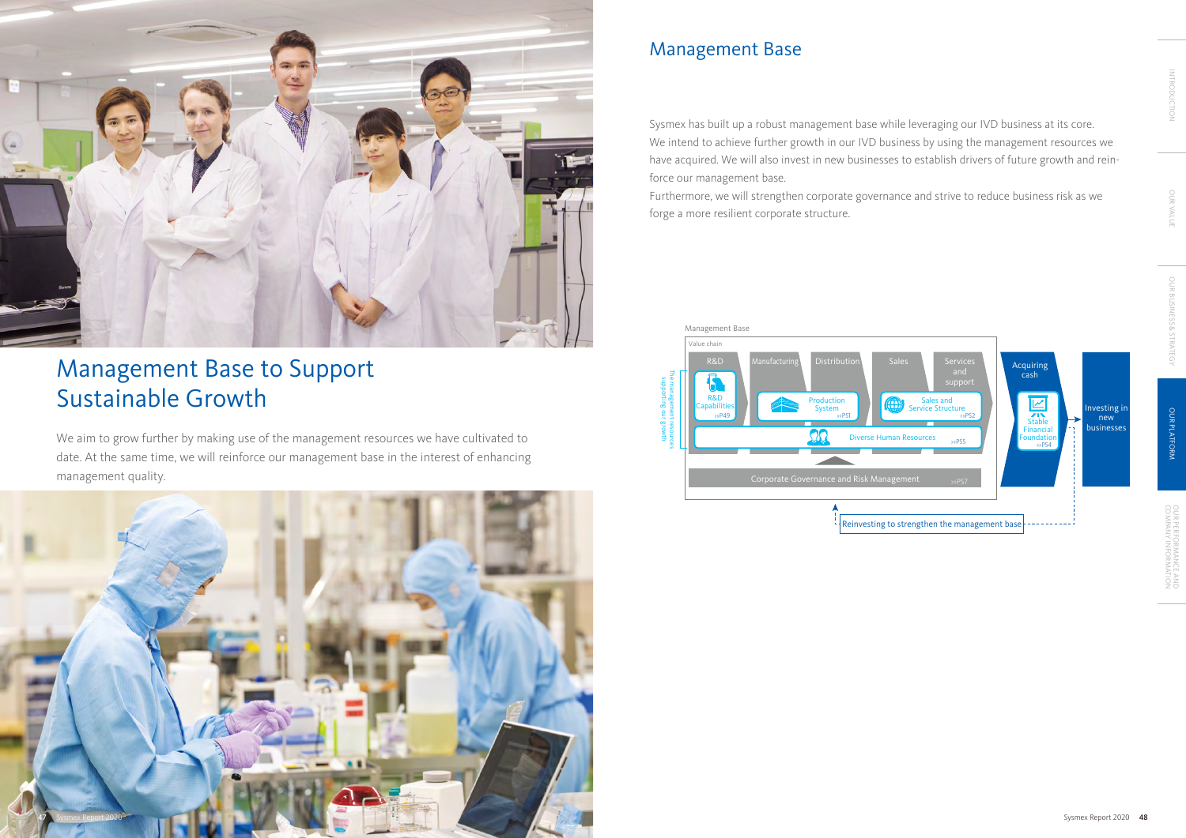# Management Base to Support Sustainable Growth

We aim to grow further by making use of the management resources we have cultivated to date. At the same time, we will reinforce our management base in the interest of enhancing management quality.

## Management Base

Sysmex has built up a robust management base while leveraging our IVD business at its core. We intend to achieve further growth in our IVD business by using the management resources we have acquired. We will also invest in new businesses to establish drivers of future growth and reinforce our management base.

Furthermore, we will strengthen corporate governance and strive to reduce business risk as we forge a more resilient corporate structure.

Management Base

Value chain

R&D | Manufacturing | Distribution | Sales | Services and support

The management resources supporting our growth

- R&D Capabilities >>P49
- Production System >>P51
- Sales and Service Structure >>P52
- Diverse Human Resources >>P55
- Corporate Governance and Risk Management >>P57

Acquiring cash

- Stable Financial Foundation >>P54

Investing in new businesses

Reinvesting to strengthen the management base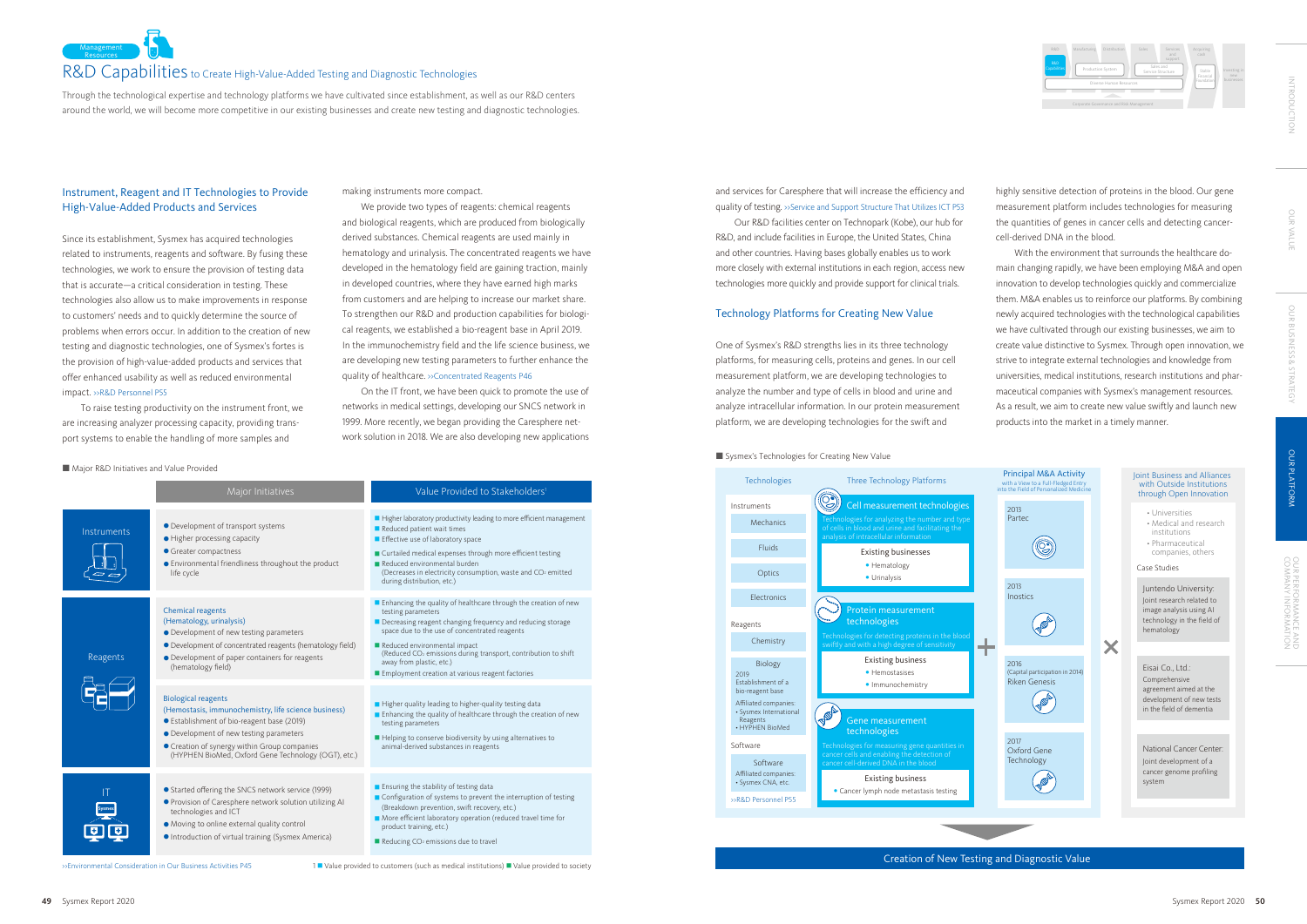Management Resources

# R&D Capabilities to Create High-Value-Added Testing and Diagnostic Technologies

Through the technological expertise and technology platforms we have cultivated since establishment, as well as our R&D centers around the world, we will become more competitive in our existing businesses and create new testing and diagnostic technologies.

## Instrument, Reagent and IT Technologies to Provide High-Value-Added Products and Services

Since its establishment, Sysmex has acquired technologies related to instruments, reagents and software. By fusing these technologies, we work to ensure the provision of testing data that is accurate—a critical consideration in testing. These technologies also allow us to make improvements in response to customers' needs and to quickly determine the source of problems when errors occur. In addition to the creation of new testing and diagnostic technologies, one of Sysmex's fortes is the provision of high-value-added products and services that offer enhanced usability as well as reduced environmental impact. >>R&D Personnel P55

To raise testing productivity on the instrument front, we are increasing analyzer processing capacity, providing transport systems to enable the handling of more samples and making instruments more compact.

We provide two types of reagents: chemical reagents and biological reagents, which are produced from biologically derived substances. Chemical reagents are used mainly in hematology and urinalysis. The concentrated reagents we have developed in the hematology field are gaining traction, mainly in developed countries, where they have earned high marks from customers and are helping to increase our market share. To strengthen our R&D and production capabilities for biological reagents, we established a bio-reagent base in April 2019. In the immunochemistry field and the life science business, we are developing new testing parameters to further enhance the quality of healthcare. >>Concentrated Reagents P46

On the IT front, we have been quick to promote the use of networks in medical settings, developing our SNCS network in 1999. More recently, we began providing the Caresphere network solution in 2018. We are also developing new applications and services for Caresphere that will increase the efficiency and quality of testing. >>Service and Support Structure That Utilizes ICT P53

Our R&D facilities center on Technopark (Kobe), our hub for R&D, and include facilities in Europe, the United States, China and other countries. Having bases globally enables us to work more closely with external institutions in each region, access new technologies more quickly and provide support for clinical trials.

■ Major R&D Initiatives and Value Provided

| | Major Initiatives | Value Provided to Stakeholders[1] |
|---|---|---|
| Instruments | ● Development of transport systems<br>● Higher processing capacity<br>● Greater compactness<br>● Environmental friendliness throughout the product life cycle | ■ Higher laboratory productivity leading to more efficient management<br>■ Reduced patient wait times<br>■ Effective use of laboratory space<br>■ Curtailed medical expenses through more efficient testing<br>■ Reduced environmental burden (Decreases in electricity consumption, waste and $CO_2$ emitted during distribution, etc.) |
| Reagents | Chemical reagents (Hematology, urinalysis)<br>● Development of new testing parameters<br>● Development of concentrated reagents (hematology field)<br>● Development of paper containers for reagents (hematology field) | ■ Enhancing the quality of healthcare through the creation of new testing parameters<br>■ Decreasing reagent changing frequency and reducing storage space due to the use of concentrated reagents<br>■ Reduced environmental impact (Reduced $CO_2$ emissions during transport, contribution to shift away from plastic, etc.)<br>■ Employment creation at various reagent factories |
| | Biological reagents (Hemostasis, immunochemistry, life science business)<br>● Establishment of bio-reagent base (2019)<br>● Development of new testing parameters<br>● Creation of synergy within Group companies (HYPHEN BioMed, Oxford Gene Technology (OGT), etc.) | ■ Higher quality leading to higher-quality testing data<br>■ Enhancing the quality of healthcare through the creation of new testing parameters<br>■ Helping to conserve biodiversity by using alternatives to animal-derived substances in reagents |
| IT | ● Started offering the SNCS network service (1999)<br>● Provision of Caresphere network solution utilizing AI technologies and ICT<br>● Moving to online external quality control<br>● Introduction of virtual training (Sysmex America) | ■ Ensuring the stability of testing data<br>■ Configuration of systems to prevent the interruption of testing (Breakdown prevention, swift recovery, etc.)<br>■ More efficient laboratory operation (reduced travel time for product training, etc.)<br>■ Reducing $CO_2$ emissions due to travel |

>>Environmental Consideration in Our Business Activities P45

1 ■ Value provided to customers (such as medical institutions) ■ Value provided to society

## Technology Platforms for Creating New Value

One of Sysmex's R&D strengths lies in its three technology platforms, for measuring cells, proteins and genes. In our cell measurement platform, we are developing technologies to analyze the number and type of cells in blood and urine and analyze intracellular information. In our protein measurement platform, we are developing technologies for the swift and highly sensitive detection of proteins in the blood. Our gene measurement platform includes technologies for measuring the quantities of genes in cancer cells and detecting cancer-cell-derived DNA in the blood.

With the environment that surrounds the healthcare domain changing rapidly, we have been employing M&A and open innovation to develop technologies quickly and commercialize them. M&A enables us to reinforce our platforms. By combining newly acquired technologies with the technological capabilities we have cultivated through our existing businesses, we aim to create value distinctive to Sysmex. Through open innovation, we strive to integrate external technologies and knowledge from universities, medical institutions, research institutions and pharmaceutical companies with Sysmex's management resources. As a result, we aim to create new value swiftly and launch new products into the market in a timely manner.

■ Sysmex's Technologies for Creating New Value

**Technologies**

- Instruments: Mechanics, Fluids, Optics, Electronics
- Reagents: Chemistry, Biology (2019 Establishment of a bio-reagent base; Affiliated companies: • Sysmex International Reagents • HYPHEN BioMed)
- Software: Software (Affiliated companies: • Sysmex CNA, etc.)

>>R&D Personnel P55

**Three Technology Platforms**

- Cell measurement technologies — Technologies for analyzing the number and type of cells in blood and urine and facilitating the analysis of intracellular information
  - Existing businesses: • Hematology • Urinalysis
- Protein measurement technologies — Technologies for detecting proteins in the blood swiftly and with a high degree of sensitivity
  - Existing business: • Hemostasises • Immunochemistry
- Gene measurement technologies — Technologies for measuring gene quantities in cancer cells and enabling the detection of cancer cell-derived DNA in the blood
  - Existing business: • Cancer lymph node metastasis testing

**+ Principal M&A Activity** with a View to a Full-Fledged Entry into the Field of Personalized Medicine

- 2013 Partec
- 2013 Inostics
- 2016 (Capital participation in 2014) Riken Genesis
- 2017 Oxford Gene Technology

**× Joint Business and Alliances with Outside Institutions through Open Innovation**

- Universities
- Medical and research institutions
- Pharmaceutical companies, others

Case Studies

- Juntendo University: Joint research related to image analysis using AI technology in the field of hematology
- Eisai Co., Ltd.: Comprehensive agreement aimed at the development of new tests in the field of dementia
- National Cancer Center: Joint development of a cancer genome profiling system

**Creation of New Testing and Diagnostic Value**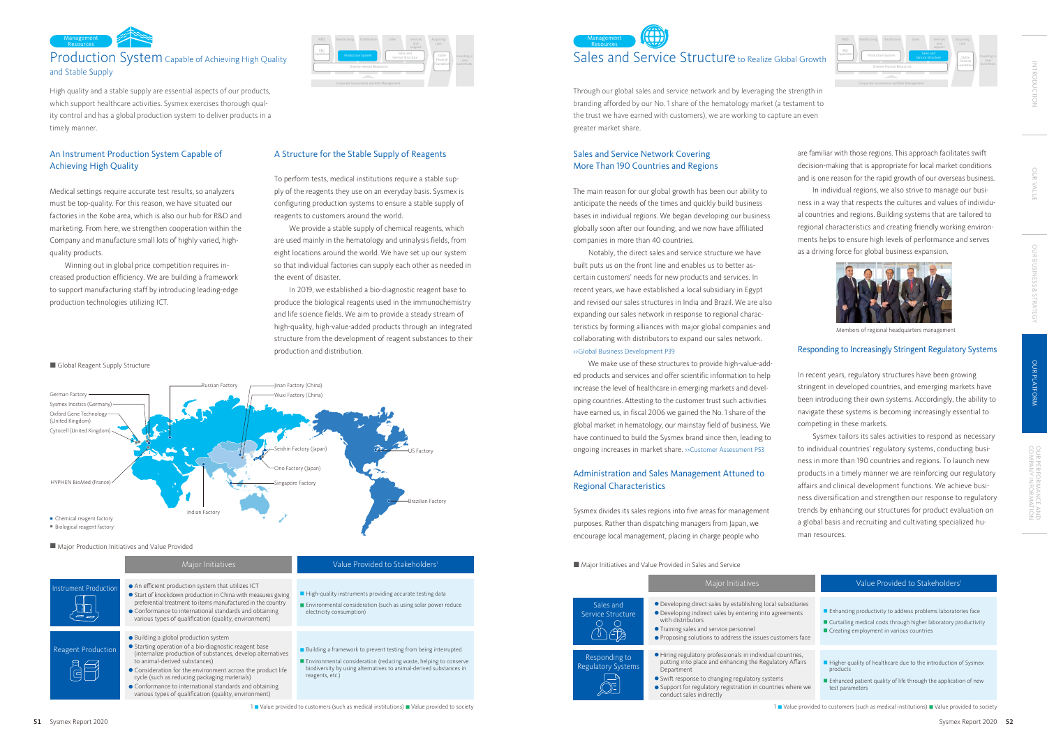Management Resources

# Production System Capable of Achieving High Quality and Stable Supply

High quality and a stable supply are essential aspects of our products, which support healthcare activities. Sysmex exercises thorough quality control and has a global production system to deliver products in a timely manner.

## An Instrument Production System Capable of Achieving High Quality

Medical settings require accurate test results, so analyzers must be top-quality. For this reason, we have situated our factories in the Kobe area, which is also our hub for R&D and marketing. From here, we strengthen cooperation within the Company and manufacture small lots of highly varied, high-quality products.

Winning out in global price competition requires increased production efficiency. We are building a framework to support manufacturing staff by introducing leading-edge production technologies utilizing ICT.

## A Structure for the Stable Supply of Reagents

To perform tests, medical institutions require a stable supply of the reagents they use on an everyday basis. Sysmex is configuring production systems to ensure a stable supply of reagents to customers around the world.

We provide a stable supply of chemical reagents, which are used mainly in the hematology and urinalysis fields, from eight locations around the world. We have set up our system so that individual factories can supply each other as needed in the event of disaster.

In 2019, we established a bio-diagnostic reagent base to produce the biological reagents used in the immunochemistry and life science fields. We aim to provide a steady stream of high-quality, high-value-added products through an integrated structure from the development of reagent substances to their production and distribution.

■ Global Reagent Supply Structure

German Factory; Sysmex Inostics (Germany); Oxford Gene Technology (United Kingdom); Cytocell (United Kingdom); HYPHEN BioMed (France); Russian Factory; Indian Factory; Jinan Factory (China); Wuxi Factory (China); Seishin Factory (Japan); Ono Factory (Japan); Singapore Factory; US Factory; Brazilian Factory

● Chemical reagent factory
● Biological reagent factory

■ Major Production Initiatives and Value Provided

| | Major Initiatives | Value Provided to Stakeholders[1] |
|---|---|---|
| Instrument Production | ● An efficient production system that utilizes ICT<br>● Start of knockdown production in China with measures giving preferential treatment to items manufactured in the country<br>● Conformance to international standards and obtaining various types of qualification (quality, environment) | ■ High-quality instruments providing accurate testing data<br>■ Environmental consideration (such as using solar power reduce electricity consumption) |
| Reagent Production | ● Building a global production system<br>● Starting operation of a bio-diagnostic reagent base (internalize production of substances, develop alternatives to animal-derived substances)<br>● Consideration for the environment across the product life cycle (such as reducing packaging materials)<br>● Conformance to international standards and obtaining various types of qualification (quality, environment) | ■ Building a framework to prevent testing from being interrupted<br>■ Environmental consideration (reducing waste, helping to conserve biodiversity by using alternatives to animal-derived substances in reagents, etc.) |

1 ■ Value provided to customers (such as medical institutions) ■ Value provided to society

Management Resources

# Sales and Service Structure to Realize Global Growth

Through our global sales and service network and by leveraging the strength in branding afforded by our No. 1 share of the hematology market (a testament to the trust we have earned with customers), we are working to capture an even greater market share.

## Sales and Service Network Covering More Than 190 Countries and Regions

The main reason for our global growth has been our ability to anticipate the needs of the times and quickly build business bases in individual regions. We began developing our business globally soon after our founding, and we now have affiliated companies in more than 40 countries.

Notably, the direct sales and service structure we have built puts us on the front line and enables us to better ascertain customers' needs for new products and services. In recent years, we have established a local subsidiary in Egypt and revised our sales structures in India and Brazil. We are also expanding our sales network in response to regional characteristics by forming alliances with major global companies and collaborating with distributors to expand our sales network.
››Global Business Development P39

We make use of these structures to provide high-value-added products and services and offer scientific information to help increase the level of healthcare in emerging markets and developing countries. Attesting to the customer trust such activities have earned us, in fiscal 2006 we gained the No. 1 share of the global market in hematology, our mainstay field of business. We have continued to build the Sysmex brand since then, leading to ongoing increases in market share. ››Customer Assessment P53

## Administration and Sales Management Attuned to Regional Characteristics

Sysmex divides its sales regions into five areas for management purposes. Rather than dispatching managers from Japan, we encourage local management, placing in charge people who are familiar with those regions. This approach facilitates swift decision-making that is appropriate for local market conditions and is one reason for the rapid growth of our overseas business.

In individual regions, we also strive to manage our business in a way that respects the cultures and values of individual countries and regions. Building systems that are tailored to regional characteristics and creating friendly working environments helps to ensure high levels of performance and serves as a driving force for global business expansion.

Members of regional headquarters management

## Responding to Increasingly Stringent Regulatory Systems

In recent years, regulatory structures have been growing stringent in developed countries, and emerging markets have been introducing their own systems. Accordingly, the ability to navigate these systems is becoming increasingly essential to competing in these markets.

Sysmex tailors its sales activities to respond as necessary to individual countries' regulatory systems, conducting business in more than 190 countries and regions. To launch new products in a timely manner we are reinforcing our regulatory affairs and clinical development functions. We achieve business diversification and strengthen our response to regulatory trends by enhancing our structures for product evaluation on a global basis and recruiting and cultivating specialized human resources.

■ Major Initiatives and Value Provided in Sales and Service

| | Major Initiatives | Value Provided to Stakeholders[1] |
|---|---|---|
| Sales and Service Structure | ● Developing direct sales by establishing local subsidiaries<br>● Developing indirect sales by entering into agreements with distributors<br>● Training sales and service personnel<br>● Proposing solutions to address the issues customers face | ■ Enhancing productivity to address problems laboratories face<br>■ Curtailing medical costs through higher laboratory productivity<br>■ Creating employment in various countries |
| Responding to Regulatory Systems | ● Hiring regulatory professionals in individual countries, putting into place and enhancing the Regulatory Affairs Department<br>● Swift response to changing regulatory systems<br>● Support for regulatory registration in countries where we conduct sales indirectly | ■ Higher quality of healthcare due to the introduction of Sysmex products<br>■ Enhanced patient quality of life through the application of new test parameters |

1 ■ Value provided to customers (such as medical institutions) ■ Value provided to society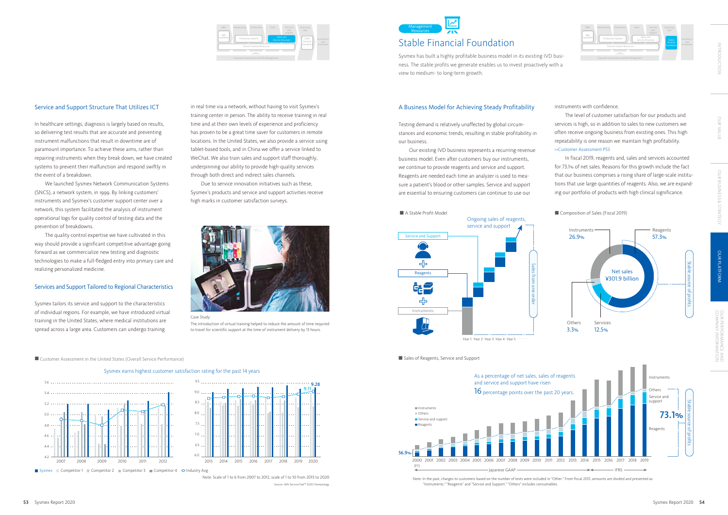## Service and Support Structure That Utilizes ICT

In healthcare settings, diagnosis is largely based on results, so delivering test results that are accurate and preventing instrument malfunctions that result in downtime are of paramount importance. To achieve these aims, rather than repairing instruments when they break down, we have created systems to prevent their malfunction and respond swiftly in the event of a breakdown.

We launched Sysmex Network Communication Systems (SNCS), a network system, in 1999. By linking customers' instruments and Sysmex's customer support center over a network, this system facilitated the analysis of instrument operational logs for quality control of testing data and the prevention of breakdowns.

The quality control expertise we have cultivated in this way should provide a significant competitive advantage going forward as we commercialize new testing and diagnostic technologies to make a full-fledged entry into primary care and realizing personalized medicine.

## Services and Support Tailored to Regional Characteristics

Sysmex tailors its service and support to the characteristics of individual regions. For example, we have introduced virtual training in the United States, where medical institutions are spread across a large area. Customers can undergo training in real time via a network, without having to visit Sysmex's training center in person. The ability to receive training in real time and at their own levels of experience and proficiency has proven to be a great time saver for customers in remote locations. In the United States, we also provide a service using tablet-based tools, and in China we offer a service linked to WeChat. We also train sales and support staff thoroughly, underpinning our ability to provide high-quality services through both direct and indirect sales channels.

Due to service innovation initiatives such as these, Sysmex's products and service and support activities receive high marks in customer satisfaction surveys.

Case Study:
The introduction of virtual training helped to reduce the amount of time required to travel for scientific support at the time of instrument delivery by 13 hours.

■ Customer Assessment in the United States (Overall Service Performance)

Sysmex earns highest customer satisfaction rating for the past 14 years

Sysmex | Competitor 1 | Competitor 2 | Competitor 3 | Competitor 4 | Industry Avg.

Note: Scale of 1 to 6 from 2007 to 2012, scale of 1 to 10 from 2013 to 2020

Source: IMV ServiceTrak™ 2020 Hematology

Management Resources

# Stable Financial Foundation

Sysmex has built a highly profitable business model in its existing IVD business. The stable profits we generate enables us to invest proactively with a view to medium- to long-term growth.

## A Business Model for Achieving Steady Profitability

Testing demand is relatively unaffected by global circumstances and economic trends, resulting in stable profitability in our business.

Our existing IVD business represents a recurring-revenue business model. Even after customers buy our instruments, we continue to provide reagents and service and support. Reagents are needed each time an analyzer is used to measure a patient's blood or other samples. Service and support are essential to ensuring customers can continue to use our instruments with confidence.

The level of customer satisfaction for our products and services is high, so in addition to sales to new customers we often receive ongoing business from existing ones. This high repeatability is one reason we maintain high profitability. >>Customer Assessment P53

In fiscal 2019, reagents and, sales and services accounted for 73.1% of net sales. Reasons for this growth include the fact that our business comprises a rising share of large-scale institutions that use large quantities of reagents. Also, we are expanding our portfolio of products with high clinical significance.

■ A Stable Profit Model

Ongoing sales of reagents, service and support

Service and Support / Reagents / Instruments — Sales from one order — Year 1 Year 2 Year 3 Year 4 Year 5

■ Composition of Sales (Fiscal 2019)

Net sales ¥301.9 billion

- Instruments 26.9%
- Reagents 57.3%
- Services 12.5%
- Others 3.3%

Stable source of profits

■ Sales of Reagents, Service and Support

As a percentage of net sales, sales of reagents and service and support have risen 16 percentage points over the past 20 years.

56.9% (FY2000) → 73.1% (FY2019) — Stable source of profits

Instruments / Others / Service and support / Reagents

Japanese GAAP (FY2000–2014) / IFRS (FY2015–2019)

Note: In the past, charges to customers based on the number of tests were included in "Other." From fiscal 2015, amounts are divided and presented as "Instruments," "Reagents" and "Service and Support." "Others" includes consumables.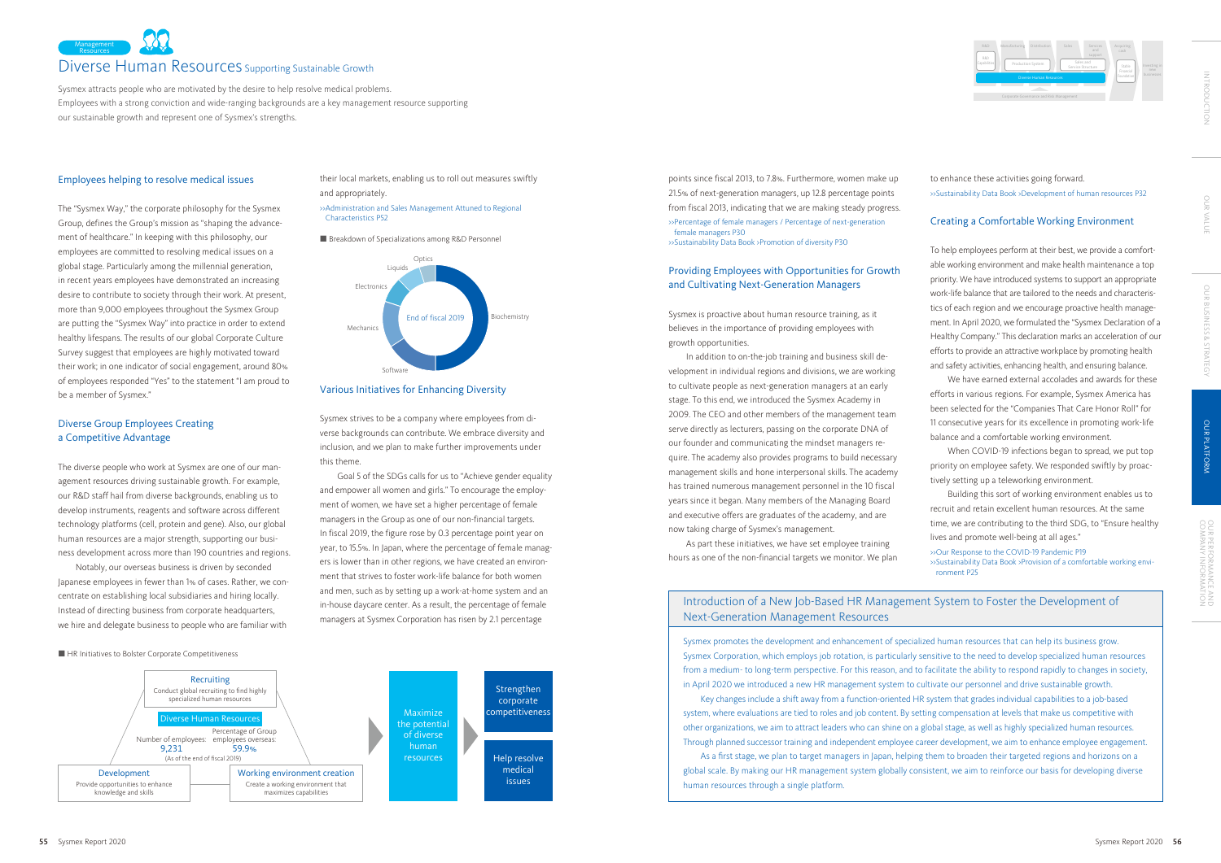Management Resources

# Diverse Human Resources Supporting Sustainable Growth

Sysmex attracts people who are motivated by the desire to help resolve medical problems.
Employees with a strong conviction and wide-ranging backgrounds are a key management resource supporting our sustainable growth and represent one of Sysmex's strengths.

## Employees helping to resolve medical issues

The "Sysmex Way," the corporate philosophy for the Sysmex Group, defines the Group's mission as "shaping the advancement of healthcare." In keeping with this philosophy, our employees are committed to resolving medical issues on a global stage. Particularly among the millennial generation, in recent years employees have demonstrated an increasing desire to contribute to society through their work. At present, more than 9,000 employees throughout the Sysmex Group are putting the "Sysmex Way" into practice in order to extend healthy lifespans. The results of our global Corporate Culture Survey suggest that employees are highly motivated toward their work; in one indicator of social engagement, around 80% of employees responded "Yes" to the statement "I am proud to be a member of Sysmex."

## Diverse Group Employees Creating a Competitive Advantage

The diverse people who work at Sysmex are one of our management resources driving sustainable growth. For example, our R&D staff hail from diverse backgrounds, enabling us to develop instruments, reagents and software across different technology platforms (cell, protein and gene). Also, our global human resources are a major strength, supporting our business development across more than 190 countries and regions.

Notably, our overseas business is driven by seconded Japanese employees in fewer than 1% of cases. Rather, we concentrate on establishing local subsidiaries and hiring locally. Instead of directing business from corporate headquarters, we hire and delegate business to people who are familiar with their local markets, enabling us to roll out measures swiftly and appropriately.

>>Administration and Sales Management Attuned to Regional Characteristics P52

■ Breakdown of Specializations among R&D Personnel

Optics
Liquids
Electronics
Mechanics
Software
Biochemistry
End of fiscal 2019

## Various Initiatives for Enhancing Diversity

Sysmex strives to be a company where employees from diverse backgrounds can contribute. We embrace diversity and inclusion, and we plan to make further improvements under this theme.

Goal 5 of the SDGs calls for us to "Achieve gender equality and empower all women and girls." To encourage the employment of women, we have set a higher percentage of female managers in the Group as one of our non-financial targets. In fiscal 2019, the figure rose by 0.3 percentage point year on year, to 15.5%. In Japan, where the percentage of female managers is lower than in other regions, we have created an environment that strives to foster work-life balance for both women and men, such as by setting up a work-at-home system and an in-house daycare center. As a result, the percentage of female managers at Sysmex Corporation has risen by 2.1 percentage points since fiscal 2013, to 7.8%. Furthermore, women make up 21.5% of next-generation managers, up 12.8 percentage points from fiscal 2013, indicating that we are making steady progress.

>>Percentage of female managers / Percentage of next-generation female managers P30
>>Sustainability Data Book >Promotion of diversity P30

■ HR Initiatives to Bolster Corporate Competitiveness

Recruiting
Conduct global recruiting to find highly specialized human resources

Diverse Human Resources
Number of employees: 9,231
Percentage of Group employees overseas: 59.9%
(As of the end of fiscal 2019)

Development
Provide opportunities to enhance knowledge and skills

Working environment creation
Create a working environment that maximizes capabilities

Maximize the potential of diverse human resources

Strengthen corporate competitiveness

Help resolve medical issues

## Providing Employees with Opportunities for Growth and Cultivating Next-Generation Managers

Sysmex is proactive about human resource training, as it believes in the importance of providing employees with growth opportunities.

In addition to on-the-job training and business skill development in individual regions and divisions, we are working to cultivate people as next-generation managers at an early stage. To this end, we introduced the Sysmex Academy in 2009. The CEO and other members of the management team serve directly as lecturers, passing on the corporate DNA of our founder and communicating the mindset managers require. The academy also provides programs to build necessary management skills and hone interpersonal skills. The academy has trained numerous management personnel in the 10 fiscal years since it began. Many members of the Managing Board and executive offers are graduates of the academy, and are now taking charge of Sysmex's management.

As part these initiatives, we have set employee training hours as one of the non-financial targets we monitor. We plan to enhance these activities going forward.

>>Sustainability Data Book >Development of human resources P32

## Creating a Comfortable Working Environment

To help employees perform at their best, we provide a comfortable working environment and make health maintenance a top priority. We have introduced systems to support an appropriate work-life balance that are tailored to the needs and characteristics of each region and we encourage proactive health management. In April 2020, we formulated the "Sysmex Declaration of a Healthy Company." This declaration marks an acceleration of our efforts to provide an attractive workplace by promoting health and safety activities, enhancing health, and ensuring balance.

We have earned external accolades and awards for these efforts in various regions. For example, Sysmex America has been selected for the "Companies That Care Honor Roll" for 11 consecutive years for its excellence in promoting work-life balance and a comfortable working environment.

When COVID-19 infections began to spread, we put top priority on employee safety. We responded swiftly by proactively setting up a teleworking environment.

Building this sort of working environment enables us to recruit and retain excellent human resources. At the same time, we are contributing to the third SDG, to "Ensure healthy lives and promote well-being at all ages."

>>Our Response to the COVID-19 Pandemic P19
>>Sustainability Data Book >Provision of a comfortable working environment P25

## Introduction of a New Job-Based HR Management System to Foster the Development of Next-Generation Management Resources

Sysmex promotes the development and enhancement of specialized human resources that can help its business grow. Sysmex Corporation, which employs job rotation, is particularly sensitive to the need to develop specialized human resources from a medium- to long-term perspective. For this reason, and to facilitate the ability to respond rapidly to changes in society, in April 2020 we introduced a new HR management system to cultivate our personnel and drive sustainable growth.

Key changes include a shift away from a function-oriented HR system that grades individual capabilities to a job-based system, where evaluations are tied to roles and job content. By setting compensation at levels that make us competitive with other organizations, we aim to attract leaders who can shine on a global stage, as well as highly specialized human resources. Through planned successor training and independent employee career development, we aim to enhance employee engagement.

As a first stage, we plan to target managers in Japan, helping them to broaden their targeted regions and horizons on a global scale. By making our HR management system globally consistent, we aim to reinforce our basis for developing diverse human resources through a single platform.